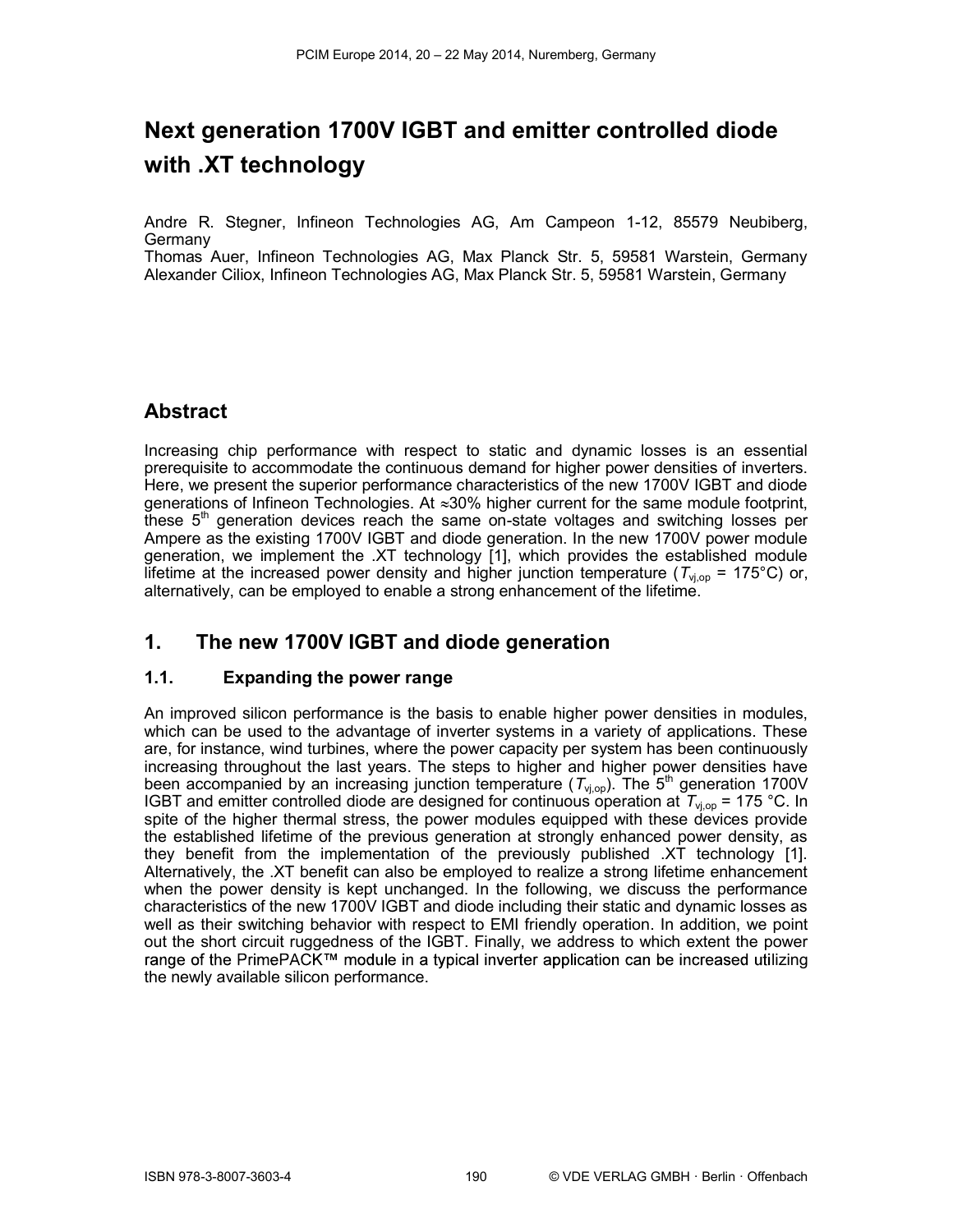# Next generation 1700V IGBT and emitter controlled diode with .XT technology

Andre R. Stegner, Infineon Technologies AG, Am Campeon 1-12, 85579 Neubiberg, Germany
Thomas Auer, Infineon Technologies AG, Max Planck Str. 5, 59581 Warstein, Germany
Alexander Ciliox, Infineon Technologies AG, Max Planck Str. 5, 59581 Warstein, Germany

## Abstract

Increasing chip performance with respect to static and dynamic losses is an essential prerequisite to accommodate the continuous demand for higher power densities of inverters. Here, we present the superior performance characteristics of the new 1700V IGBT and diode generations of Infineon Technologies. At $\approx$30% higher current for the same module footprint, these 5th generation devices reach the same on-state voltages and switching losses per Ampere as the existing 1700V IGBT and diode generation. In the new 1700V power module generation, we implement the .XT technology [1], which provides the established module lifetime at the increased power density and higher junction temperature ($T_{vj,op}$ = 175°C) or, alternatively, can be employed to enable a strong enhancement of the lifetime.

## 1. The new 1700V IGBT and diode generation

### 1.1. Expanding the power range

An improved silicon performance is the basis to enable higher power densities in modules, which can be used to the advantage of inverter systems in a variety of applications. These are, for instance, wind turbines, where the power capacity per system has been continuously increasing throughout the last years. The steps to higher and higher power densities have been accompanied by an increasing junction temperature ($T_{vj,op}$). The 5th generation 1700V IGBT and emitter controlled diode are designed for continuous operation at $T_{vj,op}$ = 175 °C. In spite of the higher thermal stress, the power modules equipped with these devices provide the established lifetime of the previous generation at strongly enhanced power density, as they benefit from the implementation of the previously published .XT technology [1]. Alternatively, the .XT benefit can also be employed to realize a strong lifetime enhancement when the power density is kept unchanged. In the following, we discuss the performance characteristics of the new 1700V IGBT and diode including their static and dynamic losses as well as their switching behavior with respect to EMI friendly operation. In addition, we point out the short circuit ruggedness of the IGBT. Finally, we address to which extent the power range of the PrimePACK™ module in a typical inverter application can be increased utilizing the newly available silicon performance.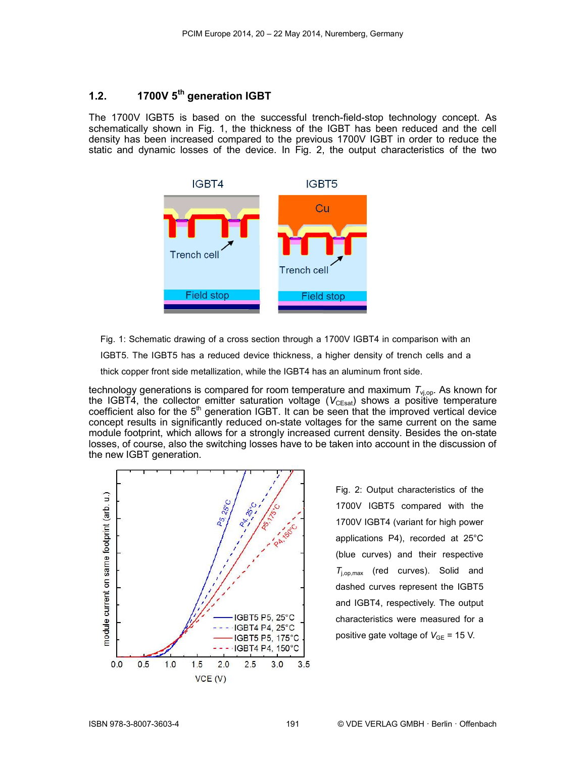## 1.2. 1700V 5th generation IGBT

The 1700V IGBT5 is based on the successful trench-field-stop technology concept. As schematically shown in Fig. 1, the thickness of the IGBT has been reduced and the cell density has been increased compared to the previous 1700V IGBT in order to reduce the static and dynamic losses of the device. In Fig. 2, the output characteristics of the two

Fig. 1: Schematic drawing of a cross section through a 1700V IGBT4 in comparison with an IGBT5. The IGBT5 has a reduced device thickness, a higher density of trench cells and a thick copper front side metallization, while the IGBT4 has an aluminum front side.

technology generations is compared for room temperature and maximum $T_{vj,op}$. As known for the IGBT4, the collector emitter saturation voltage ($V_{CEsat}$) shows a positive temperature coefficient also for the 5th generation IGBT. It can be seen that the improved vertical device concept results in significantly reduced on-state voltages for the same current on the same module footprint, which allows for a strongly increased current density. Besides the on-state losses, of course, also the switching losses have to be taken into account in the discussion of the new IGBT generation.

Fig. 2: Output characteristics of the 1700V IGBT5 compared with the 1700V IGBT4 (variant for high power applications P4), recorded at 25°C (blue curves) and their respective $T_{j,op,max}$ (red curves). Solid and dashed curves represent the IGBT5 and IGBT4, respectively. The output characteristics were measured for a positive gate voltage of $V_{GE}$ = 15 V.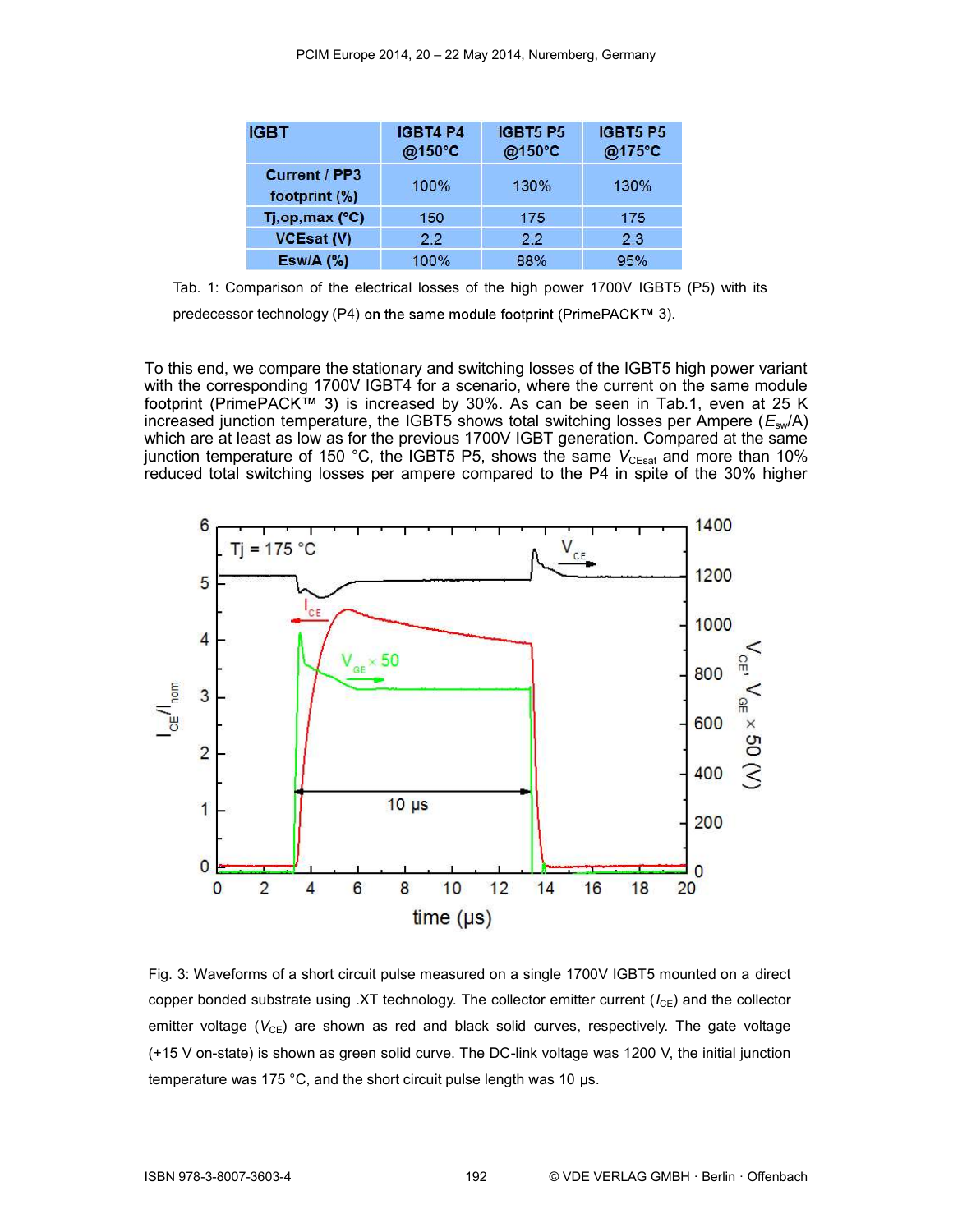| IGBT | IGBT4 P4 @150°C | IGBT5 P5 @150°C | IGBT5 P5 @175°C |
|---|---|---|---|
| Current / PP3 footprint (%) | 100% | 130% | 130% |
| Tj,op,max (°C) | 150 | 175 | 175 |
| VCEsat (V) | 2.2 | 2.2 | 2.3 |
| Esw/A (%) | 100% | 88% | 95% |

Tab. 1: Comparison of the electrical losses of the high power 1700V IGBT5 (P5) with its predecessor technology (P4) on the same module footprint (PrimePACK™ 3).

To this end, we compare the stationary and switching losses of the IGBT5 high power variant with the corresponding 1700V IGBT4 for a scenario, where the current on the same module footprint (PrimePACK™ 3) is increased by 30%. As can be seen in Tab.1, even at 25 K increased junction temperature, the IGBT5 shows total switching losses per Ampere ($E_{sw}$/A) which are at least as low as for the previous 1700V IGBT generation. Compared at the same junction temperature of 150 °C, the IGBT5 P5, shows the same $V_{CEsat}$ and more than 10% reduced total switching losses per ampere compared to the P4 in spite of the 30% higher

Fig. 3: Waveforms of a short circuit pulse measured on a single 1700V IGBT5 mounted on a direct copper bonded substrate using .XT technology. The collector emitter current ($I_{CE}$) and the collector emitter voltage ($V_{CE}$) are shown as red and black solid curves, respectively. The gate voltage (+15 V on-state) is shown as green solid curve. The DC-link voltage was 1200 V, the initial junction temperature was 175 °C, and the short circuit pulse length was 10 µs.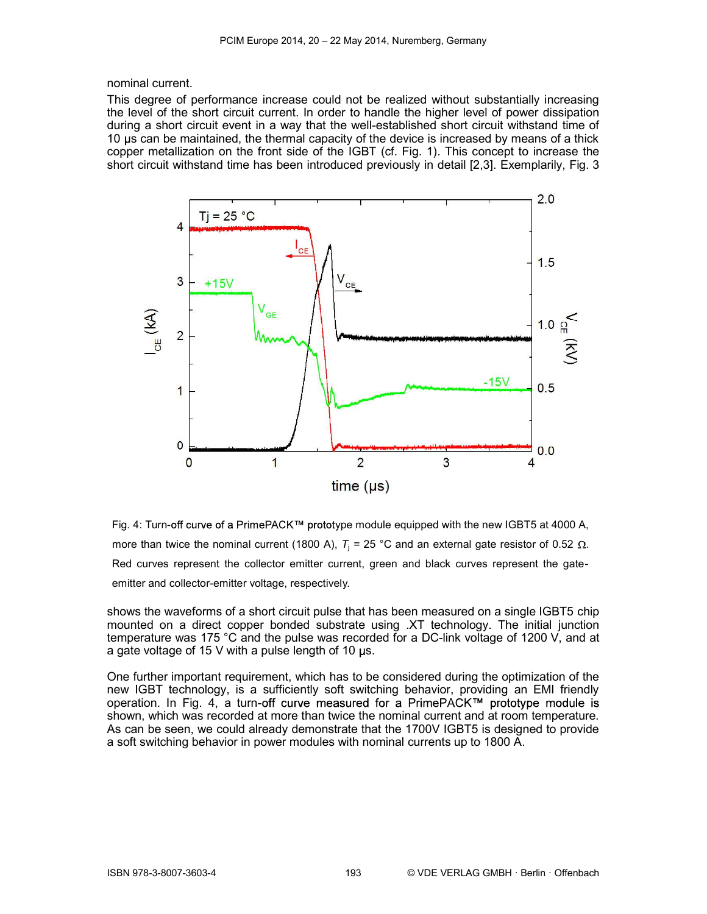nominal current.

This degree of performance increase could not be realized without substantially increasing the level of the short circuit current. In order to handle the higher level of power dissipation during a short circuit event in a way that the well-established short circuit withstand time of 10 µs can be maintained, the thermal capacity of the device is increased by means of a thick copper metallization on the front side of the IGBT (cf. Fig. 1). This concept to increase the short circuit withstand time has been introduced previously in detail [2,3]. Exemplarily, Fig. 3 shows the waveforms of a short circuit pulse that has been measured on a single IGBT5 chip mounted on a direct copper bonded substrate using .XT technology. The initial junction temperature was 175 °C and the pulse was recorded for a DC-link voltage of 1200 V, and at a gate voltage of 15 V with a pulse length of 10 µs.

Fig. 4: Turn-off curve of a PrimePACK™ prototype module equipped with the new IGBT5 at 4000 A, more than twice the nominal current (1800 A), $T_j$ = 25 °C and an external gate resistor of 0.52 Ω. Red curves represent the collector emitter current, green and black curves represent the gate-emitter and collector-emitter voltage, respectively.

One further important requirement, which has to be considered during the optimization of the new IGBT technology, is a sufficiently soft switching behavior, providing an EMI friendly operation. In Fig. 4, a turn-off curve measured for a PrimePACK™ prototype module is shown, which was recorded at more than twice the nominal current and at room temperature. As can be seen, we could already demonstrate that the 1700V IGBT5 is designed to provide a soft switching behavior in power modules with nominal currents up to 1800 A.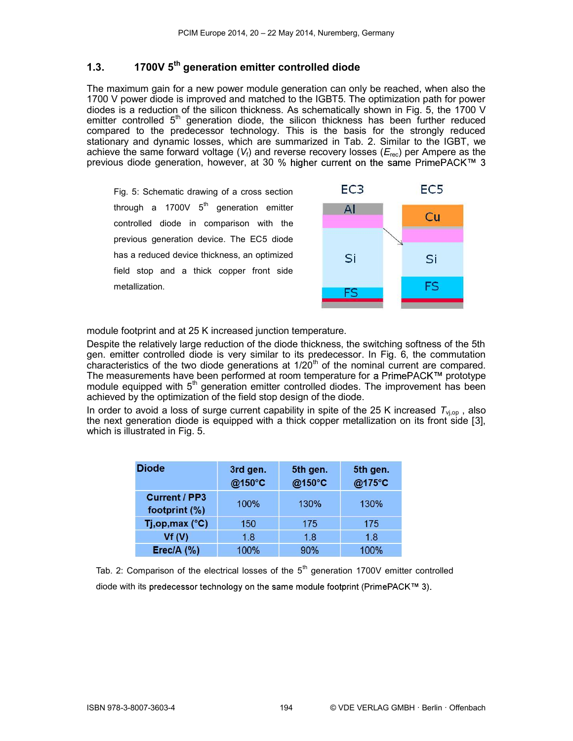### 1.3. 1700V 5th generation emitter controlled diode

The maximum gain for a new power module generation can only be reached, when also the 1700 V power diode is improved and matched to the IGBT5. The optimization path for power diodes is a reduction of the silicon thickness. As schematically shown in Fig. 5, the 1700 V emitter controlled 5th generation diode, the silicon thickness has been further reduced compared to the predecessor technology. This is the basis for the strongly reduced stationary and dynamic losses, which are summarized in Tab. 2. Similar to the IGBT, we achieve the same forward voltage ($V_f$) and reverse recovery losses ($E_{rec}$) per Ampere as the previous diode generation, however, at 30 % higher current on the same PrimePACK™ 3 module footprint and at 25 K increased junction temperature.

Fig. 5: Schematic drawing of a cross section through a 1700V 5th generation emitter controlled diode in comparison with the previous generation device. The EC5 diode has a reduced device thickness, an optimized field stop and a thick copper front side metallization.

Despite the relatively large reduction of the diode thickness, the switching softness of the 5th gen. emitter controlled diode is very similar to its predecessor. In Fig. 6, the commutation characteristics of the two diode generations at 1/20th of the nominal current are compared. The measurements have been performed at room temperature for a PrimePACK™ prototype module equipped with 5th generation emitter controlled diodes. The improvement has been achieved by the optimization of the field stop design of the diode.

In order to avoid a loss of surge current capability in spite of the 25 K increased $T_{vj,op}$ , also the next generation diode is equipped with a thick copper metallization on its front side [3], which is illustrated in Fig. 5.

| Diode | 3rd gen. @150°C | 5th gen. @150°C | 5th gen. @175°C |
|---|---|---|---|
| Current / PP3 footprint (%) | 100% | 130% | 130% |
| Tj,op,max (°C) | 150 | 175 | 175 |
| Vf (V) | 1.8 | 1.8 | 1.8 |
| Erec/A (%) | 100% | 90% | 100% |

Tab. 2: Comparison of the electrical losses of the 5th generation 1700V emitter controlled diode with its predecessor technology on the same module footprint (PrimePACK™ 3).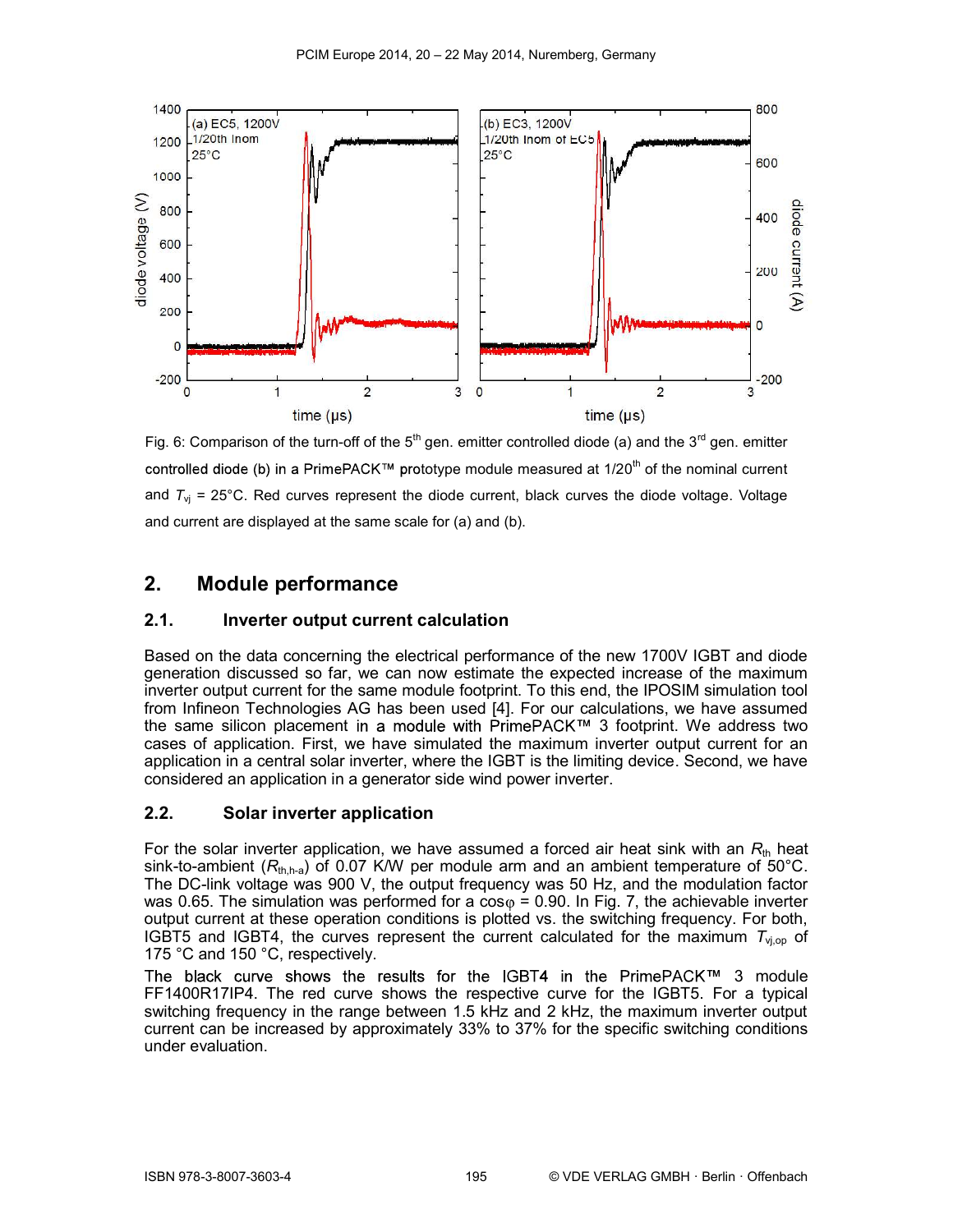Fig. 6: Comparison of the turn-off of the 5[th] gen. emitter controlled diode (a) and the 3[rd] gen. emitter controlled diode (b) in a PrimePACK™ prototype module measured at 1/20[th] of the nominal current and $T_{vj}$ = 25°C. Red curves represent the diode current, black curves the diode voltage. Voltage and current are displayed at the same scale for (a) and (b).

## 2. Module performance

### 2.1. Inverter output current calculation

Based on the data concerning the electrical performance of the new 1700V IGBT and diode generation discussed so far, we can now estimate the expected increase of the maximum inverter output current for the same module footprint. To this end, the IPOSIM simulation tool from Infineon Technologies AG has been used [4]. For our calculations, we have assumed the same silicon placement in a module with PrimePACK™ 3 footprint. We address two cases of application. First, we have simulated the maximum inverter output current for an application in a central solar inverter, where the IGBT is the limiting device. Second, we have considered an application in a generator side wind power inverter.

### 2.2. Solar inverter application

For the solar inverter application, we have assumed a forced air heat sink with an $R_{th}$ heat sink-to-ambient ($R_{th,h\text{-}a}$) of 0.07 K/W per module arm and an ambient temperature of 50°C. The DC-link voltage was 900 V, the output frequency was 50 Hz, and the modulation factor was 0.65. The simulation was performed for a $\cos\varphi$ = 0.90. In Fig. 7, the achievable inverter output current at these operation conditions is plotted vs. the switching frequency. For both, IGBT5 and IGBT4, the curves represent the current calculated for the maximum $T_{vj,op}$ of 175 °C and 150 °C, respectively.

The black curve shows the results for the IGBT4 in the PrimePACK™ 3 module FF1400R17IP4. The red curve shows the respective curve for the IGBT5. For a typical switching frequency in the range between 1.5 kHz and 2 kHz, the maximum inverter output current can be increased by approximately 33% to 37% for the specific switching conditions under evaluation.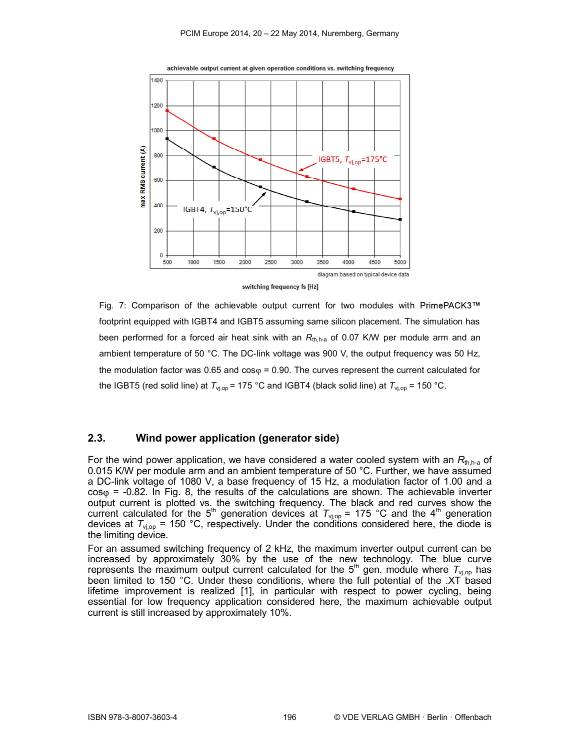Fig. 7: Comparison of the achievable output current for two modules with PrimePACK3™ footprint equipped with IGBT4 and IGBT5 assuming same silicon placement. The simulation has been performed for a forced air heat sink with an $R_{th,h\text{-}a}$ of 0.07 K/W per module arm and an ambient temperature of 50 °C. The DC-link voltage was 900 V, the output frequency was 50 Hz, the modulation factor was 0.65 and $\cos\varphi$ = 0.90. The curves represent the current calculated for the IGBT5 (red solid line) at $T_{vj,op}$ = 175 °C and IGBT4 (black solid line) at $T_{vj,op}$ = 150 °C.

## 2.3. Wind power application (generator side)

For the wind power application, we have considered a water cooled system with an $R_{th,h\text{-}a}$ of 0.015 K/W per module arm and an ambient temperature of 50 °C. Further, we have assumed a DC-link voltage of 1080 V, a base frequency of 15 Hz, a modulation factor of 1.00 and a $\cos\varphi$ = -0.82. In Fig. 8, the results of the calculations are shown. The achievable inverter output current is plotted vs. the switching frequency. The black and red curves show the current calculated for the 5$^{th}$ generation devices at $T_{vj,op}$ = 175 °C and the 4$^{th}$ generation devices at $T_{vj,op}$ = 150 °C, respectively. Under the conditions considered here, the diode is the limiting device.

For an assumed switching frequency of 2 kHz, the maximum inverter output current can be increased by approximately 30% by the use of the new technology. The blue curve represents the maximum output current calculated for the 5$^{th}$ gen. module where $T_{vj,op}$ has been limited to 150 °C. Under these conditions, where the full potential of the .XT based lifetime improvement is realized [1], in particular with respect to power cycling, being essential for low frequency application considered here, the maximum achievable output current is still increased by approximately 10%.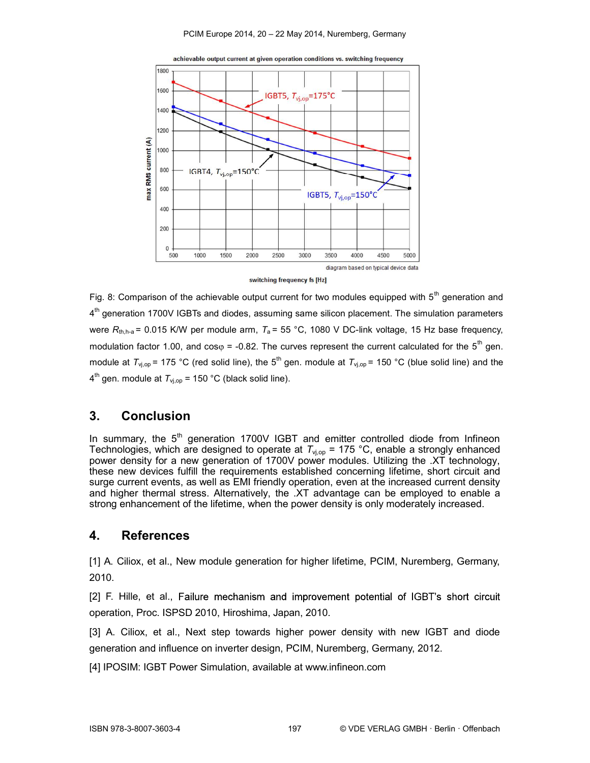achievable output current at given operation conditions vs. switching frequency

1800
1600
1400
1200
1000
800
600
400
200
0

max RMS current (A)

500 1000 1500 2000 2500 3000 3500 4000 4500 5000

IGBT5, $T_{vj,op}$=175°C

IGBT4, $T_{vj,op}$=150°C

IGBT5, $T_{vj,op}$=150°C

diagram based on typical device data

switching frequency fs [Hz]

Fig. 8: Comparison of the achievable output current for two modules equipped with 5th generation and 4th generation 1700V IGBTs and diodes, assuming same silicon placement. The simulation parameters were $R_{th,h-a}$ = 0.015 K/W per module arm, $T_a$ = 55 °C, 1080 V DC-link voltage, 15 Hz base frequency, modulation factor 1.00, and cosφ = -0.82. The curves represent the current calculated for the 5th gen. module at $T_{vj,op}$ = 175 °C (red solid line), the 5th gen. module at $T_{vj,op}$ = 150 °C (blue solid line) and the 4th gen. module at $T_{vj,op}$ = 150 °C (black solid line).

## 3. Conclusion

In summary, the 5th generation 1700V IGBT and emitter controlled diode from Infineon Technologies, which are designed to operate at $T_{vj,op}$ = 175 °C, enable a strongly enhanced power density for a new generation of 1700V power modules. Utilizing the .XT technology, these new devices fulfill the requirements established concerning lifetime, short circuit and surge current events, as well as EMI friendly operation, even at the increased current density and higher thermal stress. Alternatively, the .XT advantage can be employed to enable a strong enhancement of the lifetime, when the power density is only moderately increased.

## 4. References

[1] A. Ciliox, et al., New module generation for higher lifetime, PCIM, Nuremberg, Germany, 2010.

[2] F. Hille, et al., Failure mechanism and improvement potential of IGBT's short circuit operation, Proc. ISPSD 2010, Hiroshima, Japan, 2010.

[3] A. Ciliox, et al., Next step towards higher power density with new IGBT and diode generation and influence on inverter design, PCIM, Nuremberg, Germany, 2012.

[4] IPOSIM: IGBT Power Simulation, available at www.infineon.com